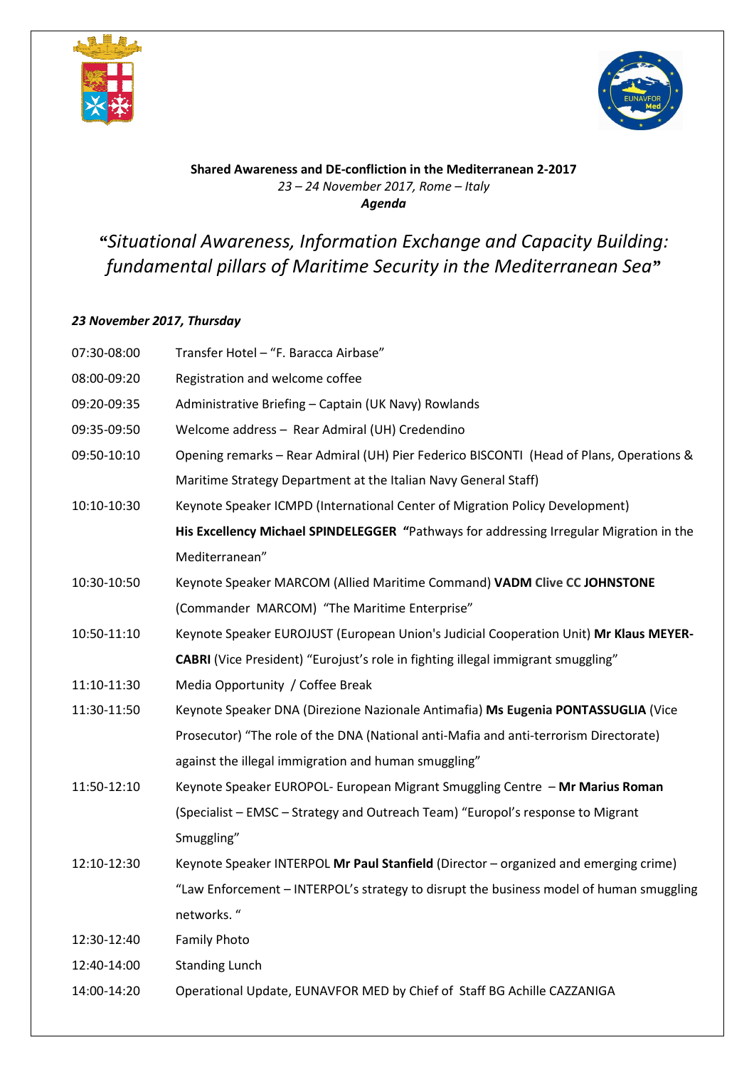**Shared Awareness and DE-confliction in the Mediterranean 2-2017**

*23 – 24 November 2017, Rome – Italy*

***Agenda***

# "*Situational Awareness, Information Exchange and Capacity Building: fundamental pillars of Maritime Security in the Mediterranean Sea*"

***23 November 2017, Thursday***

| | |
|---|---|
| 07:30-08:00 | Transfer Hotel – "F. Baracca Airbase" |
| 08:00-09:20 | Registration and welcome coffee |
| 09:20-09:35 | Administrative Briefing – Captain (UK Navy) Rowlands |
| 09:35-09:50 | Welcome address – Rear Admiral (UH) Credendino |
| 09:50-10:10 | Opening remarks – Rear Admiral (UH) Pier Federico BISCONTI (Head of Plans, Operations & Maritime Strategy Department at the Italian Navy General Staff) |
| 10:10-10:30 | Keynote Speaker ICMPD (International Center of Migration Policy Development) **His Excellency Michael SPINDELEGGER** **"**Pathways for addressing Irregular Migration in the Mediterranean" |
| 10:30-10:50 | Keynote Speaker MARCOM (Allied Maritime Command) **VADM Clive CC JOHNSTONE** (Commander MARCOM) "The Maritime Enterprise" |
| 10:50-11:10 | Keynote Speaker EUROJUST (European Union's Judicial Cooperation Unit) **Mr Klaus MEYER-CABRI** (Vice President) "Eurojust's role in fighting illegal immigrant smuggling" |
| 11:10-11:30 | Media Opportunity / Coffee Break |
| 11:30-11:50 | Keynote Speaker DNA (Direzione Nazionale Antimafia) **Ms Eugenia PONTASSUGLIA** (Vice Prosecutor) "The role of the DNA (National anti-Mafia and anti-terrorism Directorate) against the illegal immigration and human smuggling" |
| 11:50-12:10 | Keynote Speaker EUROPOL- European Migrant Smuggling Centre – **Mr Marius Roman** (Specialist – EMSC – Strategy and Outreach Team) "Europol's response to Migrant Smuggling" |
| 12:10-12:30 | Keynote Speaker INTERPOL **Mr Paul Stanfield** (Director – organized and emerging crime) "Law Enforcement – INTERPOL's strategy to disrupt the business model of human smuggling networks. " |
| 12:30-12:40 | Family Photo |
| 12:40-14:00 | Standing Lunch |
| 14:00-14:20 | Operational Update, EUNAVFOR MED by Chief of Staff BG Achille CAZZANIGA |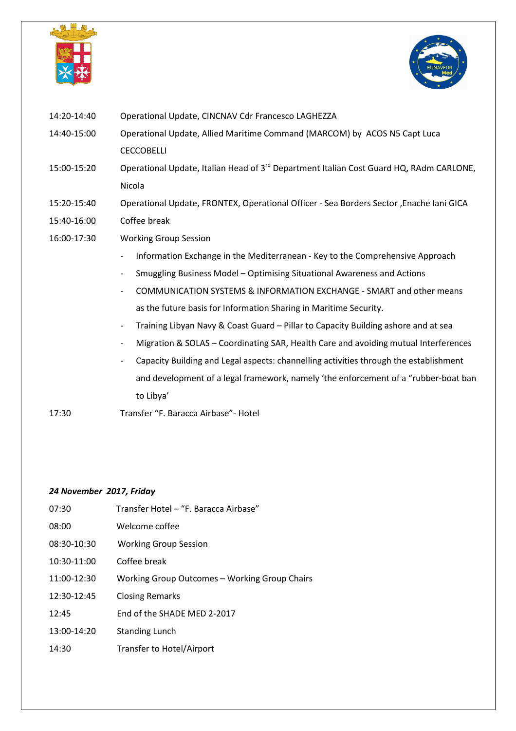| | |
|---|---|
| 14:20-14:40 | Operational Update, CINCNAV Cdr Francesco LAGHEZZA |
| 14:40-15:00 | Operational Update, Allied Maritime Command (MARCOM) by ACOS N5 Capt Luca CECCOBELLI |
| 15:00-15:20 | Operational Update, Italian Head of 3rd Department Italian Cost Guard HQ, RAdm CARLONE, Nicola |
| 15:20-15:40 | Operational Update, FRONTEX, Operational Officer - Sea Borders Sector ,Enache Iani GICA |
| 15:40-16:00 | Coffee break |
| 16:00-17:30 | Working Group Session |

- Information Exchange in the Mediterranean - Key to the Comprehensive Approach
- Smuggling Business Model – Optimising Situational Awareness and Actions
- COMMUNICATION SYSTEMS & INFORMATION EXCHANGE - SMART and other means as the future basis for Information Sharing in Maritime Security.
- Training Libyan Navy & Coast Guard – Pillar to Capacity Building ashore and at sea
- Migration & SOLAS – Coordinating SAR, Health Care and avoiding mutual Interferences
- Capacity Building and Legal aspects: channelling activities through the establishment and development of a legal framework, namely 'the enforcement of a "rubber-boat ban to Libya'

| | |
|---|---|
| 17:30 | Transfer "F. Baracca Airbase"- Hotel |

***24 November 2017, Friday***

| | |
|---|---|
| 07:30 | Transfer Hotel – "F. Baracca Airbase" |
| 08:00 | Welcome coffee |
| 08:30-10:30 | Working Group Session |
| 10:30-11:00 | Coffee break |
| 11:00-12:30 | Working Group Outcomes – Working Group Chairs |
| 12:30-12:45 | Closing Remarks |
| 12:45 | End of the SHADE MED 2-2017 |
| 13:00-14:20 | Standing Lunch |
| 14:30 | Transfer to Hotel/Airport |